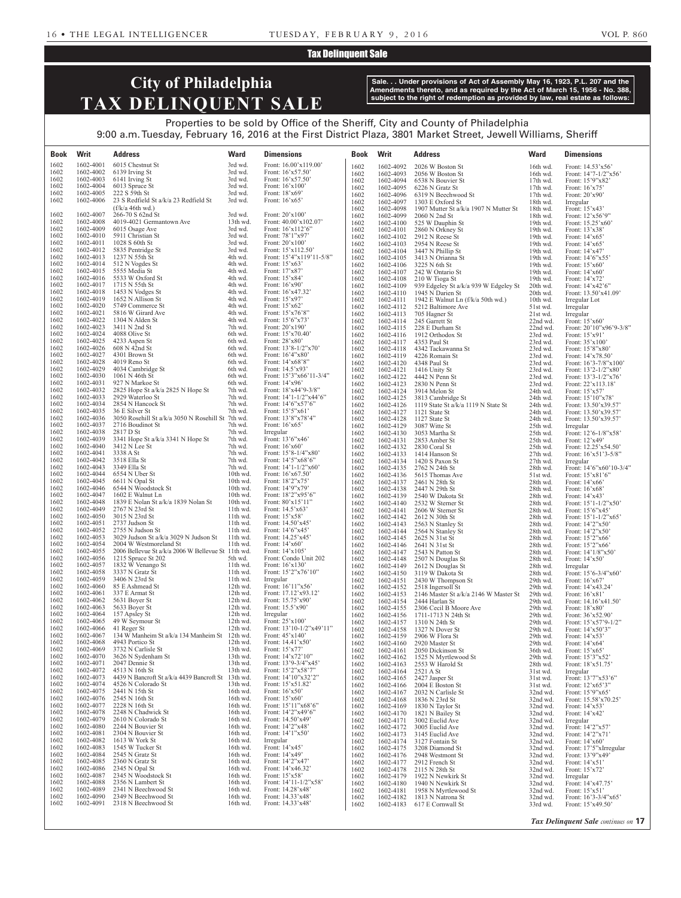Tax Delinquent Sale

# City of Philadelphia TAX DELINQUENT SALE

**Sale. . . Under provisions of Act of Assembly May 16, 1923, P.L. 207 and the Amendments thereto, and as required by the Act of March 15, 1956 - No. 388, subject to the right of redemption as provided by law, real estate as follows:**

Properties to be sold by Office of the Sheriff, City and County of Philadelphia
9:00 a.m. Tuesday, February 16, 2016 at the First District Plaza, 3801 Market Street, Jewell Williams, Sheriff

| Book | Writ | Address | Ward | Dimensions |
|---|---|---|---|---|
| 1602 | 1602-4001 | 6015 Chestnut St | 3rd wd. | Front: 16.00'x119.00' |
| 1602 | 1602-4002 | 6139 Irving St | 3rd wd. | Front: 16'x57.50' |
| 1602 | 1602-4003 | 6141 Irving St | 3rd wd. | Front: 16'x57.50' |
| 1602 | 1602-4004 | 6013 Spruce St | 3rd wd. | Front: 16'x100' |
| 1602 | 1602-4005 | 222 S 59th St | 3rd wd. | Front: 18'x69' |
| 1602 | 1602-4006 | 23 S Redfield St a/k/a 23 Redfield St (f/k/a 46th wd.) | 3rd wd. | Front: 16'x65' |
| 1602 | 1602-4007 | 266-70 S 62nd St | 3rd wd. | Front: 20'x100' |
| 1602 | 1602-4008 | 4019-4021 Germantown Ave | 13th wd. | Front: 40.00'x102.07' |
| 1602 | 1602-4009 | 6015 Osage Ave | 3rd wd. | Front: 16'x112'6" |
| 1602 | 1602-4010 | 5911 Christian St | 3rd wd. | Front: 78'1"x97' |
| 1602 | 1602-4011 | 1028 S 60th St | 3rd wd. | Front: 20'x100' |
| 1602 | 1602-4012 | 5835 Pentridge St | 3rd wd. | Front: 15'x112.50' |
| 1602 | 1602-4013 | 1237 N 55th St | 4th wd. | Front: 15'4"x119'11-5/8" |
| 1602 | 1602-4014 | 512 N Vogdes St | 4th wd. | Front: 15'x63' |
| 1602 | 1602-4015 | 5555 Media St | 4th wd. | Front: 17'x87' |
| 1602 | 1602-4016 | 5533 W Oxford St | 4th wd. | Front: 15'x84' |
| 1602 | 1602-4017 | 1715 N 55th St | 4th wd. | Front: 16'x90' |
| 1602 | 1602-4018 | 1453 N Vodges St | 4th wd. | Front: 16'x47.32' |
| 1602 | 1602-4019 | 1652 N Allison St | 4th wd. | Front: 15'x97' |
| 1602 | 1602-4020 | 5749 Commerce St | 4th wd. | Front: 15'x62' |
| 1602 | 1602-4021 | 5816 W Girard Ave | 4th wd. | Front: 15'x76'8" |
| 1602 | 1602-4022 | 1304 N Alden St | 4th wd. | Front: 15'6"x73' |
| 1602 | 1602-4023 | 3411 N 2nd St | 7th wd. | Front: 20'x190' |
| 1602 | 1602-4024 | 4088 Olive St | 6th wd. | Front: 15'x70.40' |
| 1602 | 1602-4025 | 4233 Aspen St | 6th wd. | Front: 28'x80' |
| 1602 | 1602-4026 | 608 N 42nd St | 6th wd. | Front: 13'8-1/2"x70' |
| 1602 | 1602-4027 | 4301 Brown St | 6th wd. | Front: 16'4"x80' |
| 1602 | 1602-4028 | 4019 Reno St | 6th wd. | Front: 14'x68'8" |
| 1602 | 1602-4029 | 4034 Cambridge St | 6th wd. | Front: 14.5'x93' |
| 1602 | 1602-4030 | 1061 N 46th St | 6th wd. | Front: 15'3"x66'11-3/4" |
| 1602 | 1602-4031 | 927 N Markoe St | 6th wd. | Front: 14'x96' |
| 1602 | 1602-4032 | 2825 Hope St a/k/a 2825 N Hope St | 7th wd. | Front: 18'x44'9-3/8" |
| 1602 | 1602-4033 | 2929 Waterloo St | 7th wd. | Front: 14'1-1/2"x44'6" |
| 1602 | 1602-4034 | 2854 N Hancock St | 7th wd. | Front: 14'6"x57'6" |
| 1602 | 1602-4035 | 36 E Silver St | 7th wd. | Front: 15'5"x61' |
| 1602 | 1602-4036 | 3050 Rosehill St a/k/a 3050 N Rosehill St | 7th wd. | Front: 13'8"x78'4" |
| 1602 | 1602-4037 | 2716 Boudinot St | 7th wd. | Front: 16'x65' |
| 1602 | 1602-4038 | 2817 D St | 7th wd. | Irregular |
| 1602 | 1602-4039 | 3341 Hope St a/k/a 3341 N Hope St | 7th wd. | Front: 13'6"x46' |
| 1602 | 1602-4040 | 3412 N Lee St | 7th wd. | Front: 16'x60' |
| 1602 | 1602-4041 | 3338 A St | 7th wd. | Front: 15'8-1/4"x80' |
| 1602 | 1602-4042 | 3518 Ella St | 7th wd. | Front: 14'5"x68'6" |
| 1602 | 1602-4043 | 3349 Ella St | 7th wd. | Front: 14'1-1/2"x60' |
| 1602 | 1602-4044 | 6554 N Uber St | 10th wd. | Front: 16'x67.50' |
| 1602 | 1602-4045 | 6611 N Opal St | 10th wd. | Front: 18'2"x75' |
| 1602 | 1602-4046 | 6544 N Woodstock St | 10th wd. | Front: 14'9"x79' |
| 1602 | 1602-4047 | 1602 E Walnut Ln | 10th wd. | Front: 18'2"x95'6" |
| 1602 | 1602-4048 | 1839 E Nolan St a/k/a 1839 Nolan St | 10th wd. | Front: 80'x15'11" |
| 1602 | 1602-4049 | 2767 N 23rd St | 11th wd. | Front: 14.5'x63' |
| 1602 | 1602-4050 | 3015 N 23rd St | 11th wd. | Front: 15'x58' |
| 1602 | 1602-4051 | 2737 Judson St | 11th wd. | Front: 14.50'x45' |
| 1602 | 1602-4052 | 2755 N Judson St | 11th wd. | Front: 14'6"x45' |
| 1602 | 1602-4053 | 3029 Judson St a/k/a 3029 N Judson St | 11th wd. | Front: 14.25'x45' |
| 1602 | 1602-4054 | 2004 W Westmoreland St | 11th wd. | Front: 14'x60' |
| 1602 | 1602-4055 | 2006 Bellevue St a/k/a 2006 W Bellevue St | 11th wd. | Front: 14'x105' |
| 1602 | 1602-4056 | 1215 Spruce St 202 | 5th wd. | Front: Condo Unit 202 |
| 1602 | 1602-4057 | 1832 W Venango St | 11th wd. | Front: 16'x130' |
| 1602 | 1602-4058 | 3337 N Gratz St | 11th wd. | Front: 15'2"x76'10" |
| 1602 | 1602-4059 | 3406 N 23rd St | 11th wd. | Irregular |
| 1602 | 1602-4060 | 85 E Ashmead St | 12th wd. | Front: 16'11"x56' |
| 1602 | 1602-4061 | 337 E Armat St | 12th wd. | Front: 17.12'x93.12' |
| 1602 | 1602-4062 | 5631 Boyer St | 12th wd. | Front: 15.75'x90' |
| 1602 | 1602-4063 | 5633 Boyer St | 12th wd. | Front: 15.5'x90' |
| 1602 | 1602-4064 | 157 Apsley St | 12th wd. | Irregular |
| 1602 | 1602-4065 | 49 W Seymour St | 12th wd. | Front: 25'x100' |
| 1602 | 1602-4066 | 41 Reger St | 12th wd. | Front: 13'10-1/2"x49'11" |
| 1602 | 1602-4067 | 134 W Manheim St a/k/a 134 Manheim St | 12th wd. | Front: 45'x140' |
| 1602 | 1602-4068 | 4943 Portico St | 12th wd. | Front: 14.41'x50' |
| 1602 | 1602-4069 | 3732 N Carlisle St | 13th wd. | Front: 15'x77' |
| 1602 | 1602-4070 | 3626 N Sydenham St | 13th wd. | Front: 14'x72'10" |
| 1602 | 1602-4071 | 2047 Dennie St | 13th wd. | Front: 13'9-3/4"x45' |
| 1602 | 1602-4072 | 4513 N 16th St | 13th wd. | Front: 15'2"x58'7" |
| 1602 | 1602-4073 | 4439 N Bancroft St a/k/a 4439 Bancroft St | 13th wd. | Front: 14'10"x32'2" |
| 1602 | 1602-4074 | 4526 N Colorado St | 13th wd. | Front: 15'x51.82' |
| 1602 | 1602-4075 | 2441 N 15th St | 16th wd. | Front: 16'x50' |
| 1602 | 1602-4076 | 2545 N 16th St | 16th wd. | Front: 15'x60' |
| 1602 | 1602-4077 | 2228 N 16th St | 16th wd. | Front: 15'11"x68'6" |
| 1602 | 1602-4078 | 2248 N Chadwick St | 16th wd. | Front: 14'2"x49'6" |
| 1602 | 1602-4079 | 2610 N Colorado St | 16th wd. | Front: 14.50'x49' |
| 1602 | 1602-4080 | 2244 N Bouvier St | 16th wd. | Front: 14'2"x48' |
| 1602 | 1602-4081 | 2304 N Bouvier St | 16th wd. | Front: 14'1"x50' |
| 1602 | 1602-4082 | 1613 W York St | 16th wd. | Irregular |
| 1602 | 1602-4083 | 1545 W Tucker St | 16th wd. | Front: 14'x45' |
| 1602 | 1602-4084 | 2545 N Gratz St | 16th wd. | Front: 14'x49' |
| 1602 | 1602-4085 | 2360 N Gratz St | 16th wd. | Front: 14'2"x47' |
| 1602 | 1602-4086 | 2345 N Opal St | 16th wd. | Front: 14'x46.32' |
| 1602 | 1602-4087 | 2345 N Woodstock St | 16th wd. | Front: 15'x58' |
| 1602 | 1602-4088 | 2356 N Lambert St | 16th wd. | Front: 14'11-1/2"x58' |
| 1602 | 1602-4089 | 2341 N Beechwood St | 16th wd. | Front: 14.28'x48' |
| 1602 | 1602-4090 | 2349 N Beechwood St | 16th wd. | Front: 14.33'x48' |
| 1602 | 1602-4091 | 2318 N Beechwood St | 16th wd. | Front: 14.33'x48' |
| 1602 | 1602-4092 | 2026 W Boston St | 16th wd. | Front: 14.53'x56' |
| 1602 | 1602-4093 | 2056 W Boston St | 16th wd. | Front: 14'7-1/2"x56' |
| 1602 | 1602-4094 | 6538 N Bouvier St | 17th wd. | Front: 15'9"x82' |
| 1602 | 1602-4095 | 6226 N Gratz St | 17th wd. | Front: 16'x75' |
| 1602 | 1602-4096 | 6319 N Beechwood St | 17th wd. | Front: 20'x90' |
| 1602 | 1602-4097 | 1303 E Oxford St | 18th wd. | Irregular |
| 1602 | 1602-4098 | 1907 Mutter St a/k/a 1907 N Mutter St | 18th wd. | Front: 15'x43' |
| 1602 | 1602-4099 | 2060 N 2nd St | 18th wd. | Front: 12'x56'9" |
| 1602 | 1602-4100 | 525 W Dauphin St | 19th wd. | Front: 15.25'x60' |
| 1602 | 1602-4101 | 2860 N Orkney St | 19th wd. | Front: 13'x38' |
| 1602 | 1602-4102 | 2912 N Reese St | 19th wd. | Front: 14'x65' |
| 1602 | 1602-4103 | 2954 N Reese St | 19th wd. | Front: 14'x65' |
| 1602 | 1602-4104 | 3447 N Phillip St | 19th wd. | Front: 14'x47' |
| 1602 | 1602-4105 | 3413 N Orianna St | 19th wd. | Front: 14'6"x55' |
| 1602 | 1602-4106 | 3225 N 6th St | 19th wd. | Front: 15'x60' |
| 1602 | 1602-4107 | 242 W Ontario St | 19th wd. | Front: 14'x60' |
| 1602 | 1602-4108 | 210 W Tioga St | 19th wd. | Front: 14'x72' |
| 1602 | 1602-4109 | 939 Edgeley St a/k/a 939 W Edgeley St | 20th wd. | Front: 14'x42'6" |
| 1602 | 1602-4110 | 1945 N Darien St | 20th wd. | Front: 13.50'x41.09' |
| 1602 | 1602-4111 | 1942 E Walnut Ln (f/k/a 50th wd.) | 10th wd. | Irregular Lot |
| 1602 | 1602-4112 | 5212 Baltimore Ave | 51st wd. | Irregular |
| 1602 | 1602-4113 | 705 Hagner St | 21st wd. | Irregular |
| 1602 | 1602-4114 | 245 Garrett St | 22nd wd. | Front: 15'x60' |
| 1602 | 1602-4115 | 228 E Durham St | 22nd wd. | Front: 20'10"x96'9-3/8" |
| 1602 | 1602-4116 | 1912 Orthodox St | 23rd wd. | Front: 15'x91' |
| 1602 | 1602-4117 | 4353 Paul St | 23rd wd. | Front: 35'x100' |
| 1602 | 1602-4118 | 4342 Tackawanna St | 23rd wd. | Front: 15'8"x80' |
| 1602 | 1602-4119 | 4226 Romain St | 23rd wd. | Front: 14'x78.50' |
| 1602 | 1602-4120 | 4348 Paul St | 23rd wd. | Front: 16'3-7/8"x100' |
| 1602 | 1602-4121 | 1416 Unity St | 23rd wd. | Front: 13'2-1/2"x80' |
| 1602 | 1602-4122 | 4442 N Penn St | 23rd wd. | Front: 13'3-1/2"x76' |
| 1602 | 1602-4123 | 2830 N Penn St | 23rd wd. | Front: 22'x113.18' |
| 1602 | 1602-4124 | 3914 Melon St | 24th wd. | Front: 15'x57' |
| 1602 | 1602-4125 | 3813 Cambridge St | 24th wd. | Front: 15'10"x78' |
| 1602 | 1602-4126 | 1119 State St a/k/a 1119 N State St | 24th wd. | Front: 13.50'x39.57' |
| 1602 | 1602-4127 | 1121 State St | 24th wd. | Front: 13.50'x39.57' |
| 1602 | 1602-4128 | 1127 State St | 24th wd. | Front: 13.50'x39.57' |
| 1602 | 1602-4129 | 3087 Witte St | 25th wd. | Irregular |
| 1602 | 1602-4130 | 3053 Martha St | 25th wd. | Front: 12'6-1/8"x58' |
| 1602 | 1602-4131 | 2853 Amber St | 25th wd. | Front: 12'x49' |
| 1602 | 1602-4132 | 2830 Coral St | 25th wd. | Front: 12.25'x54.50' |
| 1602 | 1602-4133 | 1414 Hanson St | 27th wd. | Front: 16'x51'3-5/8" |
| 1602 | 1602-4134 | 1420 S Paxon St | 27th wd. | Irregular |
| 1602 | 1602-4135 | 2762 N 24th St | 28th wd. | Front: 14'6"x60'10-3/4" |
| 1602 | 1602-4136 | 5615 Thomas Ave | 51st wd. | Front: 15'x81'6" |
| 1602 | 1602-4137 | 2461 N 28th St | 28th wd. | Front: 14'x66' |
| 1602 | 1602-4138 | 2447 N 29th St | 28th wd. | Front: 16'x68' |
| 1602 | 1602-4139 | 2540 W Dakota St | 28th wd. | Front: 14'x43' |
| 1602 | 1602-4140 | 2532 W Sterner St | 28th wd. | Front: 15'1-1/2"x50' |
| 1602 | 1602-4141 | 2606 W Sterner St | 28th wd. | Front: 15'6"x45' |
| 1602 | 1602-4142 | 2612 N 30th St | 28th wd. | Front: 15'1-1/2"x65' |
| 1602 | 1602-4143 | 2563 N Stanley St | 28th wd. | Front: 14'2"x50' |
| 1602 | 1602-4144 | 2564 N Stanley St | 28th wd. | Front: 14'2"x50' |
| 1602 | 1602-4145 | 2625 N 31st St | 28th wd. | Front: 15'2"x66' |
| 1602 | 1602-4146 | 2641 N 31st St | 28th wd. | Front: 15'2"x66' |
| 1602 | 1602-4147 | 2543 N Patton St | 28th wd. | Front: 14'1/8"x50' |
| 1602 | 1602-4148 | 2507 N Douglas St | 28th wd. | Front: 14'x50' |
| 1602 | 1602-4149 | 2612 N Douglas St | 28th wd. | Irregular |
| 1602 | 1602-4150 | 3119 W Dakota St | 28th wd. | Front: 15'6-3/4"x60' |
| 1602 | 1602-4151 | 2430 W Thompson St | 29th wd. | Front: 16'x67' |
| 1602 | 1602-4152 | 2518 Ingersoll St | 29th wd. | Front: 14'x43.24' |
| 1602 | 1602-4153 | 2146 Master St a/k/a 2146 W Master St | 29th wd. | Front: 16'x81' |
| 1602 | 1602-4154 | 2444 Harlan St | 29th wd. | Front: 14.16'x41.50' |
| 1602 | 1602-4155 | 2306 Cecil B Moore Ave | 29th wd. | Front: 18'x80' |
| 1602 | 1602-4156 | 1711-1713 N 24th St | 29th wd. | Front: 36'x52.90' |
| 1602 | 1602-4157 | 1310 N 24th St | 29th wd. | Front: 15'x57'9-1/2" |
| 1602 | 1602-4158 | 1327 N Dover St | 29th wd. | Front: 14'x50'3" |
| 1602 | 1602-4159 | 2906 W Flora St | 29th wd. | Front: 14'x53' |
| 1602 | 1602-4160 | 2920 Master St | 29th wd. | Front: 14'x64' |
| 1602 | 1602-4161 | 2050 Dickinson St | 36th wd. | Front: 15'x65' |
| 1602 | 1602-4162 | 1525 N Myrtlewood St | 29th wd. | Front: 15'3"x52' |
| 1602 | 1602-4163 | 2553 W Harold St | 28th wd. | Front: 18'x51.75' |
| 1602 | 1602-4164 | 2521 A St | 31st wd. | Irregular |
| 1602 | 1602-4165 | 2427 Jasper St | 31st wd. | Front: 13'7"x53'6" |
| 1602 | 1602-4166 | 2004 E Boston St | 31st wd. | Front: 12'x65'3" |
| 1602 | 1602-4167 | 2032 N Carlisle St | 32nd wd. | Front: 15'9"x65' |
| 1602 | 1602-4168 | 1836 N 23rd St | 32nd wd. | Front: 15.58'x70.25' |
| 1602 | 1602-4169 | 1830 N Taylor St | 32nd wd. | Front: 14'x53' |
| 1602 | 1602-4170 | 1821 N Bailey St | 32nd wd. | Front: 14'x42' |
| 1602 | 1602-4171 | 3002 Euclid Ave | 32nd wd. | Irregular |
| 1602 | 1602-4172 | 3005 Euclid Ave | 32nd wd. | Front: 14'2"x57' |
| 1602 | 1602-4173 | 3145 Euclid Ave | 32nd wd. | Front: 14'2"x71' |
| 1602 | 1602-4174 | 3127 Fontain St | 32nd wd. | Front: 14'x60' |
| 1602 | 1602-4175 | 3208 Diamond St | 32nd wd. | Front: 17'5"xIrregular |
| 1602 | 1602-4176 | 2948 Westmont St | 32nd wd. | Front: 13'9"x49' |
| 1602 | 1602-4177 | 2912 French St | 32nd wd. | Front: 14'x51' |
| 1602 | 1602-4178 | 2115 N 28th St | 32nd wd. | Front: 15'x72' |
| 1602 | 1602-4179 | 1922 N Newkirk St | 32nd wd. | Irregular |
| 1602 | 1602-4180 | 1940 N Newkirk St | 32nd wd. | Front: 14'x47.75' |
| 1602 | 1602-4181 | 1958 N Myrtlewood St | 32nd wd. | Front: 15'x51' |
| 1602 | 1602-4182 | 1813 N Natrona St | 32nd wd. | Front: 16'3-3/4"x65' |
| 1602 | 1602-4183 | 617 E Cornwall St | 33rd wd. | Front: 15'x49.50' |

*Tax Delinquent Sale continues on* **17**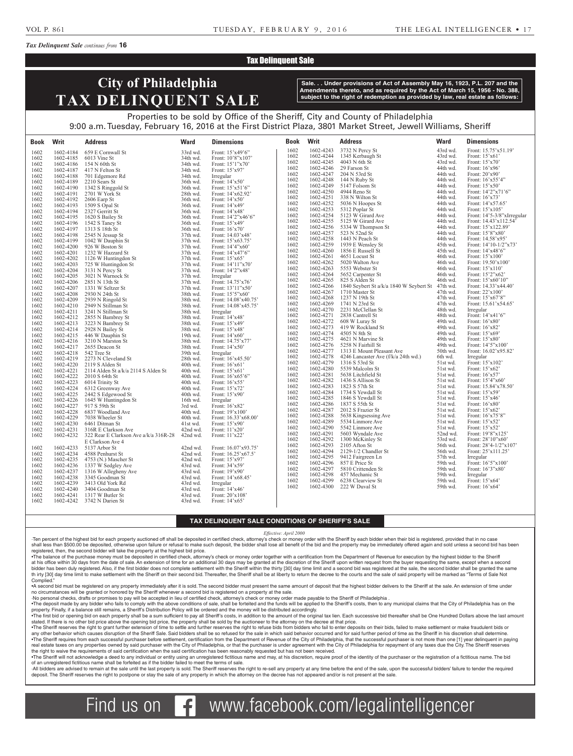*Tax Delinquent Sale continues from* **16**

## Tax Delinquent Sale

# City of Philadelphia TAX DELINQUENT SALE

**Sale. . . Under provisions of Act of Assembly May 16, 1923, P.L. 207 and the Amendments thereto, and as required by the Act of March 15, 1956 - No. 388, subject to the right of redemption as provided by law, real estate as follows:**

Properties to be sold by Office of the Sheriff, City and County of Philadelphia
9:00 a.m. Tuesday, February 16, 2016 at the First District Plaza, 3801 Market Street, Jewell Williams, Sheriff

| Book | Writ | Address | Ward | Dimensions |
|---|---|---|---|---|
| 1602 | 1602-4184 | 659 E Cornwall St | 33rd wd. | Front: 15'x49'6" |
| 1602 | 1602-4185 | 6013 Vine St | 34th wd. | Front: 10'8"x107' |
| 1602 | 1602-4186 | 154 N 60th St | 34th wd. | Front: 15'1"x70' |
| 1602 | 1602-4187 | 417 N Felton St | 34th wd. | Front: 15'x97' |
| 1602 | 1602-4188 | 701 Edgemore Rd | 34th wd. | Irregular |
| 1602 | 1602-4189 | 2210 Sears St | 36th wd. | Front: 14'x50' |
| 1602 | 1602-4190 | 1342 S Ringgold St | 36th wd. | Front: 15'x51'6" |
| 1602 | 1602-4191 | 2701 W York St | 28th wd. | Front: 14'x62.92' |
| 1602 | 1602-4192 | 2606 Earp St | 36th wd. | Front: 14'x50' |
| 1602 | 1602-4193 | 1509 S Opal St | 36th wd. | Front: 14'x49' |
| 1602 | 1602-4194 | 2327 Gerritt St | 36th wd. | Front: 14'x48' |
| 1602 | 1602-4195 | 1620 S Bailey St | 36th wd. | Front: 14'2"x46'6" |
| 1602 | 1602-4196 | 1542 S Taney St | 36th wd. | Front: 15'x49' |
| 1602 | 1602-4197 | 1313 S 18th St | 36th wd. | Front: 16'x70' |
| 1602 | 1602-4198 | 2545 N Jessup St | 37th wd. | Front: 14.03'x48' |
| 1602 | 1602-4199 | 1042 W Dauphin St | 37th wd. | Front: 15'x63.75' |
| 1602 | 1602-4200 | 926 W Boston St | 37th wd. | Front: 14'4"x60' |
| 1602 | 1602-4201 | 1232 W Hazzard St | 37th wd. | Front: 14'x47'6" |
| 1602 | 1602-4202 | 1126 W Huntingdon St | 37th wd. | Front: 15'x65' |
| 1602 | 1602-4203 | 725 W Huntingdon St | 37th wd. | Front: 14'11"x70' |
| 1602 | 1602-4204 | 3131 N Percy St | 37th wd. | Front: 14'2"x48' |
| 1602 | 1602-4205 | 3021 N Warnock St | 37th wd. | Irregular |
| 1602 | 1602-4206 | 2851 N 13th St | 37th wd. | Front: 14.75'x76' |
| 1602 | 1602-4207 | 1331 W Seltzer St | 37th wd. | Front: 13'11"x50' |
| 1602 | 1602-4208 | 2930 N 24th St | 38th wd. | Front: 15'5"x60' |
| 1602 | 1602-4209 | 2939 N Ringgold St | 38th wd. | Front: 14.08'x40.75' |
| 1602 | 1602-4210 | 2949 N Stillman St | 38th wd. | Front: 14.08'x45.75' |
| 1602 | 1602-4211 | 3241 N Stillman St | 38th wd. | Irregular |
| 1602 | 1602-4212 | 2855 N Bambrey St | 38th wd. | Front: 14'x48' |
| 1602 | 1602-4213 | 3223 N Bambrey St | 38th wd. | Front: 15'x49' |
| 1602 | 1602-4214 | 2928 N Bailey St | 38th wd. | Front: 15'x48' |
| 1602 | 1602-4215 | 446 W Dauphin St | 19th wd. | Front: 14'x60' |
| 1602 | 1602-4216 | 3210 N Marston St | 38th wd. | Front: 14.75'x77' |
| 1602 | 1602-4217 | 2655 Deacon St | 38th wd. | Front: 14'x50' |
| 1602 | 1602-4218 | 542 Tree St | 39th wd. | Irregular |
| 1602 | 1602-4219 | 2273 N Cleveland St | 28th wd. | Front: 16'x45.50' |
| 1602 | 1602-4220 | 2119 S Alden St | 40th wd. | Front: 16'x61' |
| 1602 | 1602-4221 | 2114 Alden St a/k/a 2114 S Alden St | 40th wd. | Front: 15'x61' |
| 1602 | 1602-4222 | 2010 S 64th St | 40th wd. | Front: 16'x65'6" |
| 1602 | 1602-4223 | 6014 Trinity St | 40th wd. | Front: 16'x55' |
| 1602 | 1602-4224 | 6312 Greenway Ave | 40th wd. | Front: 15'x72' |
| 1602 | 1602-4225 | 2442 S Edgewood St | 40th wd. | Front: 15'x90' |
| 1602 | 1602-4226 | 1645 W Huntingdon St | 16th wd. | Irregular |
| 1602 | 1602-4227 | 917 S 59th St | 3rd wd. | Front: 16'x82' |
| 1602 | 1602-4228 | 6837 Woodland Ave | 40th wd. | Front: 19'x100' |
| 1602 | 1602-4229 | 7038 Wheeler St | 40th wd. | Front: 16.33'x68.00' |
| 1602 | 1602-4230 | 6461 Ditman St | 41st wd. | Front: 15'x90' |
| 1602 | 1602-4231 | 316R E Clarkson Ave | 42nd wd. | Front: 11'x20' |
| 1602 | 1602-4232 | 322 Rear E Clarkson Ave a/k/a 316R-28 E Clarkson Ave 4 | 42nd wd. | Front: 11'x22' |
| 1602 | 1602-4233 | 5137 Arbor St | 42nd wd. | Front: 16.07'x93.75' |
| 1602 | 1602-4234 | 4588 Penhurst St | 42nd wd. | Front: 16.25'x67.5' |
| 1602 | 1602-4235 | 4753 (N.) Mascher St | 42nd wd. | Front: 15'x97' |
| 1602 | 1602-4236 | 1337 W Sedgley Ave | 43rd wd. | Front: 34'x59' |
| 1602 | 1602-4237 | 1316 W Allegheny Ave | 43rd wd. | Front: 19'x90' |
| 1602 | 1602-4238 | 3345 Goodman St | 43rd wd. | Front: 14'x68.45' |
| 1602 | 1602-4239 | 3413 Old York Rd | 43rd wd. | Irregular |
| 1602 | 1602-4240 | 3404 Goodman St | 43rd wd. | Front: 14'x46' |
| 1602 | 1602-4241 | 1317 W Butler St | 43rd wd. | Front: 20'x108' |
| 1602 | 1602-4242 | 3742 N Darien St | 43rd wd. | Front: 14'x65' |
| 1602 | 1602-4243 | 3732 N Percy St | 43rd wd. | Front: 15.75'x51.19' |
| 1602 | 1602-4244 | 1345 Kerbaugh St | 43rd wd. | Front: 15'x61' |
| 1602 | 1602-4245 | 4043 N 6th St | 43rd wd. | Front: 15'x70' |
| 1602 | 1602-4246 | 29 Farson St | 44th wd. | Front: 16'x96' |
| 1602 | 1602-4247 | 204 N 53rd St | 44th wd. | Front: 20'x90' |
| 1602 | 1602-4248 | 144 N Ruby St | 44th wd. | Front: 16'x55'4" |
| 1602 | 1602-4249 | 5147 Folsom St | 44th wd. | Front: 15'x50' |
| 1602 | 1602-4250 | 4944 Reno St | 44th wd. | Front: 14'2"x71'6" |
| 1602 | 1602-4251 | 338 N Wilton St | 44th wd. | Front: 16'x73' |
| 1602 | 1602-4252 | 5036 N Hoopes St | 44th wd. | Front: 14'x57.65' |
| 1602 | 1602-4253 | 5312 Poplar St | 44th wd. | Front: 15'x105' |
| 1602 | 1602-4254 | 5123 W Girard Ave | 44th wd. | Front: 14'5-3/8"xIrregular |
| 1602 | 1602-4255 | 5125 W Girard Ave | 44th wd. | Front: 14.43'x112.54' |
| 1602 | 1602-4256 | 5334 W Thompson St | 44th wd. | Front: 15'x122.89' |
| 1602 | 1602-4257 | 523 N 52nd St | 44th wd. | Front: 15'8"x80' |
| 1602 | 1602-4258 | 1443 N Peach St | 44th wd. | Front: 14.58'x95' |
| 1602 | 1602-4259 | 1939 E Wensley St | 45th wd. | Front: 14'10-1/2"x73' |
| 1602 | 1602-4260 | 1856 E Russell St | 45th wd. | Front: 14'x48'6" |
| 1602 | 1602-4261 | 4651 Locust St | 46th wd. | Front: 15'x100' |
| 1602 | 1602-4262 | 5020 Walton Ave | 46th wd. | Front: 19.50'x100' |
| 1602 | 1602-4263 | 5553 Webster St | 46th wd. | Front: 15'x110' |
| 1602 | 1602-4264 | 5652 Carpenter St | 46th wd. | Front: 15'2"x62' |
| 1602 | 1602-4265 | 825 S Alden St | 46th wd. | Front: 15'x60'10" |
| 1602 | 1602-4266 | 1840 Seybert St a/k/a 1840 W Seybert St | 47th wd. | Front: 14.33'x44.40' |
| 1602 | 1602-4267 | 1710 Master St | 47th wd. | Front: 22'x100' |
| 1602 | 1602-4268 | 1237 N 19th St | 47th wd. | Front: 15'x67'8" |
| 1602 | 1602-4269 | 1741 N 23rd St | 47th wd. | Front: 15.61'x54.65' |
| 1602 | 1602-4270 | 2231 McClellan St | 48th wd. | Irregular |
| 1602 | 1602-4271 | 2838 Cantrell St | 48th wd. | Front: 14'x41'6" |
| 1602 | 1602-4272 | 608 W Luray St | 49th wd. | Front: 16'x80' |
| 1602 | 1602-4273 | 419 W Rockland St | 49th wd. | Front: 16'x82' |
| 1602 | 1602-4274 | 4505 N 8th St | 49th wd. | Front: 15'x69' |
| 1602 | 1602-4275 | 4621 N Marvine St | 49th wd. | Front: 15'x80' |
| 1602 | 1602-4276 | 5258 N Fairhill St | 49th wd. | Front: 14'5"x100' |
| 1602 | 1602-4277 | 1313 E Mount Pleasant Ave | 50th wd. | Front: 16.02'x95.82' |
| 1602 | 1602-4278 | 4246 Lancaster Ave (f/k/a 24th wd.) | 6th wd. | Irregular |
| 1602 | 1602-4279 | 1316 S 53rd St | 51st wd. | Front: 15'x102' |
| 1602 | 1602-4280 | 5539 Malcolm St | 51st wd. | Front: 15'x62' |
| 1602 | 1602-4281 | 5638 Litchfield St | 51st wd. | Front: 16'x57' |
| 1602 | 1602-4282 | 1436 S Allison St | 51st wd. | Front: 15'4"x60' |
| 1602 | 1602-4283 | 1823 S 57th St | 51st wd. | Front: 15.84'x78.50' |
| 1602 | 1602-4284 | 1734 S Yewdall St | 51st wd. | Front: 15'x59' |
| 1602 | 1602-4285 | 1846 S Yewdall St | 51st wd. | Front: 15'x46' |
| 1602 | 1602-4286 | 1837 S 55th St | 51st wd. | Front: 16'x80' |
| 1602 | 1602-4287 | 2012 S Frazier St | 51st wd. | Front: 15'x62' |
| 1602 | 1602-4288 | 5638 Kingsessing Ave | 51st wd. | Front: 16'x75'8" |
| 1602 | 1602-4289 | 5534 Linmore Ave | 51st wd. | Front: 15'x52' |
| 1602 | 1602-4290 | 5542 Linmore Ave | 51st wd. | Front: 15'x52' |
| 1602 | 1602-4291 | 5603 Wyndale Ave | 52nd wd. | Front: 19'8"x125' |
| 1602 | 1602-4292 | 1300 McKinley St | 53rd wd. | Front: 28'10"x60' |
| 1602 | 1602-4293 | 2105 Afton St | 56th wd. | Front: 28'4-1/2"x107' |
| 1602 | 1602-4294 | 2129-1/2 Chandler St | 56th wd. | Front: 25'x111.25' |
| 1602 | 1602-4295 | 9412 Fairgreen Ln | 57th wd. | Irregular |
| 1602 | 1602-4296 | 857 E Price St | 59th wd. | Front: 16'5"x100' |
| 1602 | 1602-4297 | 5810 Crittenden St | 59th wd. | Front: 16'3"x80' |
| 1602 | 1602-4298 | 457 Mechanic St | 59th wd. | Irregular |
| 1602 | 1602-4299 | 6238 Clearview St | 59th wd. | Front: 15'x64' |
| 1602 | 1602-4300 | 222 W Duval St | 59th wd. | Front: 16'x64' |

## TAX DELINQUENT SALE CONDITIONS OF SHERIFF'S SALE

*Effective: April 2000*

·Ten percent of the highest bid for each property auctioned off shall be deposited in certified check, attorney's check or money order with the Sheriff by each bidder when their bid is registered, provided that in no case shall less than $500.00 be deposited, otherwise upon failure or refusal to make such deposit, the bidder shall lose all benefit of the bid and the property may be immediately offered again and sold unless a second bid has been registered, then, the second bidder will take the property at the highest bid price.

•The balance of the purchase money must be deposited in certified check, attorney's check or money order together with a certification from the Department of Revenue for execution by the highest bidder to the Sheriff at his office within 30 days from the date of sale. An extension of time for an additional 30 days may be granted at the discretion of the Sheriff upon written request from the buyer requesting the same, except when a second bidder has been duly registered. Also, if the first bidder does not complete settlement with the Sheriff within the thirty [30] day time limit and a second bid was registered at the sale, the second bidder shall be granted the same th irty [30] day time limit to make settlement with the Sheriff on their second bid. Thereafter, the Sheriff shall be at liberty to return the decree to the courts and the sale of said property will be marked as "Terms of Sale Not Complied."

•A second bid must be registered on any property immediately after it is sold. The second bidder must present the same amount of deposit that the highest bidder delivers to the Sheriff at the sale. An extension of time under no circumstances will be granted or honored by the Sheriff whenever a second bid is registered on a property at the sale.

·No personal checks, drafts or promises to pay will be accepted in lieu of certified check, attorney's check or money order made payable to the Sheriff of Philadelphia .

•The deposit made by any bidder who fails to comply with the above conditions of sale, shall be forteited and the funds will be applied to the Sheriff's costs, then to any municipal claims that the City of Philadelphia has on the property. Finally, if a balance still remains, a Sheriff's Distribution Policy will be ordered and the money will be distributed accordingly.

•The first bid or opening bid on each property shall be a sum sufficient to pay all Sheriff's costs, in addition to the amount of the original tax lien. Each successive bid thereafter shall be One Hundred Dollars above the last amount stated. If there is no other bid price above the opening bid price, the property shall be sold by the auctioneer to the attorney on the decree at that price.

•The Sheriff reserves the right to grant further extension of time to settle and further reserves the right to refuse bids from bidders who fail to enter deposits on their bids, failed to make settlement or make fraudulent bids or any other behavior which causes disruption of the Sheriff Sale. Said bidders shall be so refused for the sale in which said behavior occurred and for said further period of time as the Sheriff in his discretion shall determine.

•The Sheriff requires from each successful purchaser before settlement, certification from the Department of Revenue of the City of Philadelphia, that the successful purchaser is not more than one [1] year delinquent in paying real estate taxes on any properties owned by said purchaser with the City of Philadelphia, or that the purchaser is under agreement with the City of Philadelphia for repayment of any taxes due the City. The Sheriff reserves the right to waive the requirements of said certification when the said certification has been reasonably requested but has not been received.

•The Sheriff will not acknowledge a deed to any individual or entity using an unregistered fictitious name and may, at his discretion, require proof of the identity of the purchaser or the registration of a fictitious name. The bid of an unregistered fictitious name shall be forfeited as if the bidder failed to meet the terms of sale.

·All bidders are advised to remain at the sale until the last property is sold. The Sheriff reserves the right to re-sell any property at any time before the end of the sale, upon the successful bidders' failure to tender the required deposit. The Sheriff reserves the right to postpone or stay the sale of any property in which the attorney on the decree has not appeared and/or is not present at the sale.

Find us on www.facebook.com/legalintelligencer